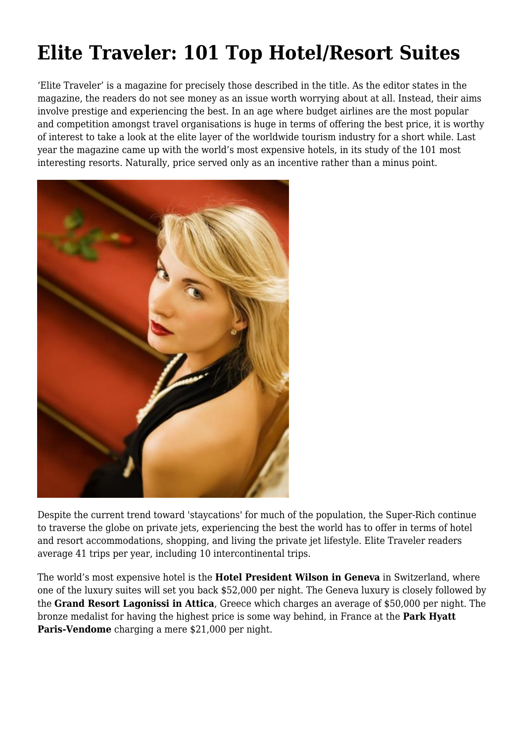# Elite Traveler: 101 Top Hotel/Resort Suites

'Elite Traveler' is a magazine for precisely those described in the title. As the editor states in the magazine, the readers do not see money as an issue worth worrying about at all. Instead, their aims involve prestige and experiencing the best. In an age where budget airlines are the most popular and competition amongst travel organisations is huge in terms of offering the best price, it is worthy of interest to take a look at the elite layer of the worldwide tourism industry for a short while. Last year the magazine came up with the world's most expensive hotels, in its study of the 101 most interesting resorts. Naturally, price served only as an incentive rather than a minus point.

Despite the current trend toward 'staycations' for much of the population, the Super-Rich continue to traverse the globe on private jets, experiencing the best the world has to offer in terms of hotel and resort accommodations, shopping, and living the private jet lifestyle. Elite Traveler readers average 41 trips per year, including 10 intercontinental trips.

The world's most expensive hotel is the **Hotel President Wilson in Geneva** in Switzerland, where one of the luxury suites will set you back $52,000 per night. The Geneva luxury is closely followed by the **Grand Resort Lagonissi in Attica**, Greece which charges an average of $50,000 per night. The bronze medalist for having the highest price is some way behind, in France at the **Park Hyatt Paris-Vendome** charging a mere $21,000 per night.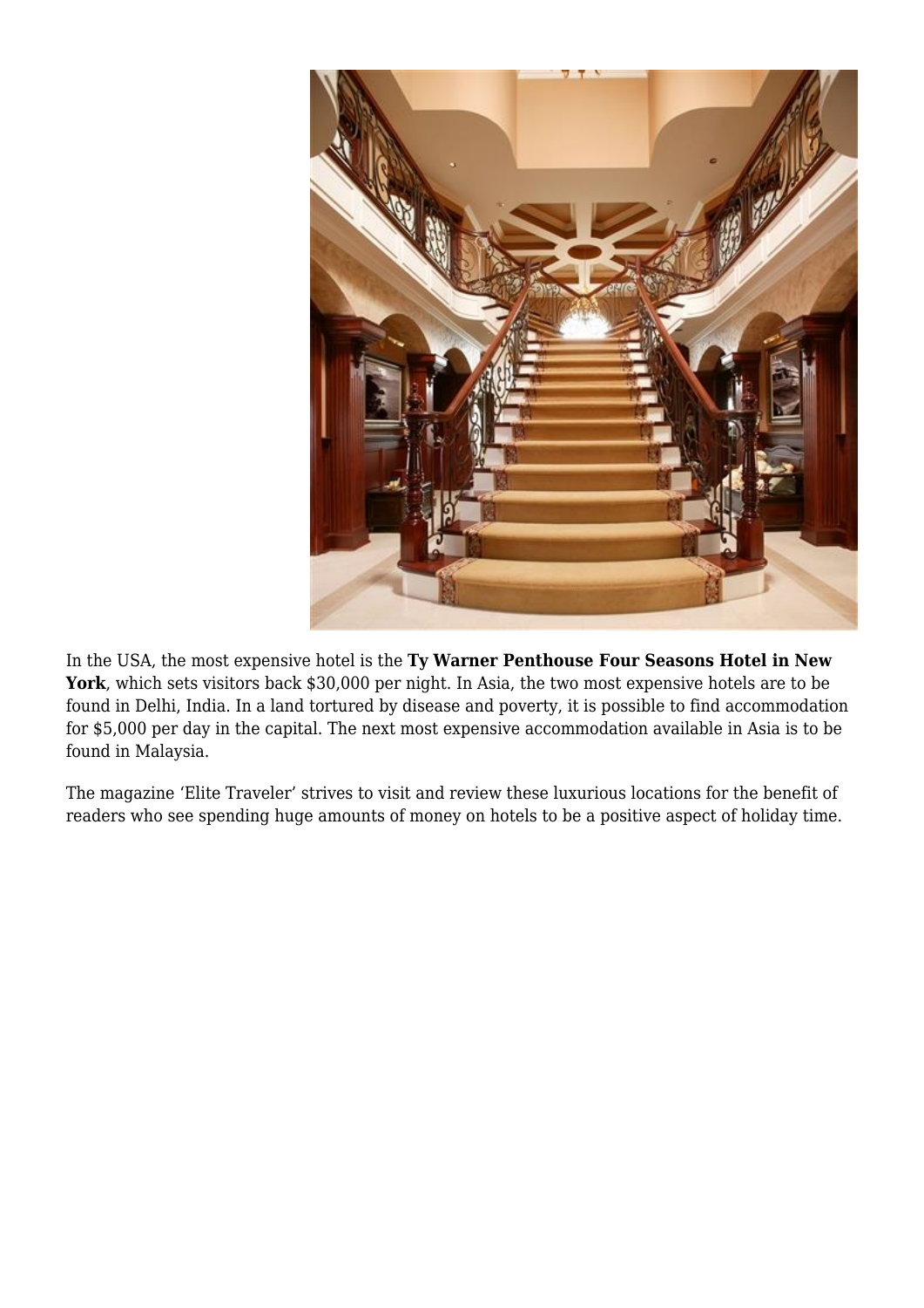In the USA, the most expensive hotel is the **Ty Warner Penthouse Four Seasons Hotel in New York**, which sets visitors back $30,000 per night. In Asia, the two most expensive hotels are to be found in Delhi, India. In a land tortured by disease and poverty, it is possible to find accommodation for $5,000 per day in the capital. The next most expensive accommodation available in Asia is to be found in Malaysia.

The magazine 'Elite Traveler' strives to visit and review these luxurious locations for the benefit of readers who see spending huge amounts of money on hotels to be a positive aspect of holiday time.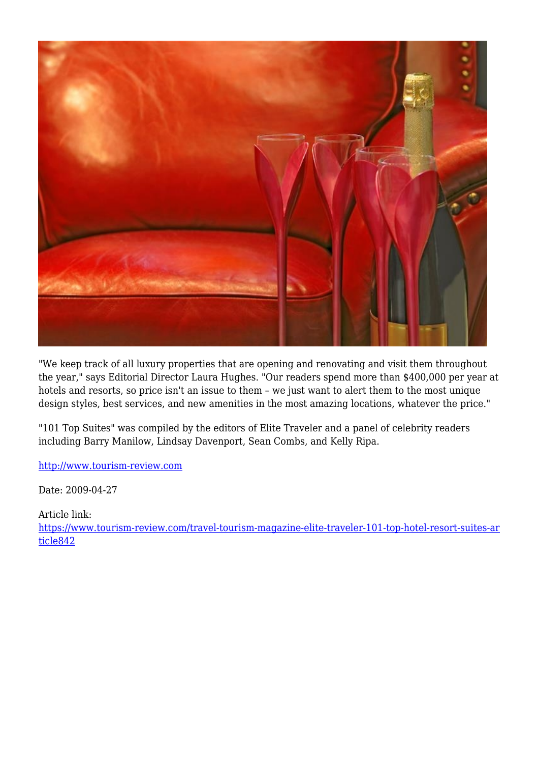"We keep track of all luxury properties that are opening and renovating and visit them throughout the year," says Editorial Director Laura Hughes. "Our readers spend more than $400,000 per year at hotels and resorts, so price isn't an issue to them – we just want to alert them to the most unique design styles, best services, and new amenities in the most amazing locations, whatever the price."

"101 Top Suites" was compiled by the editors of Elite Traveler and a panel of celebrity readers including Barry Manilow, Lindsay Davenport, Sean Combs, and Kelly Ripa.

[http://www.tourism-review.com](http://www.tourism-review.com)

Date: 2009-04-27

Article link:
[https://www.tourism-review.com/travel-tourism-magazine-elite-traveler-101-top-hotel-resort-suites-article842](https://www.tourism-review.com/travel-tourism-magazine-elite-traveler-101-top-hotel-resort-suites-article842)